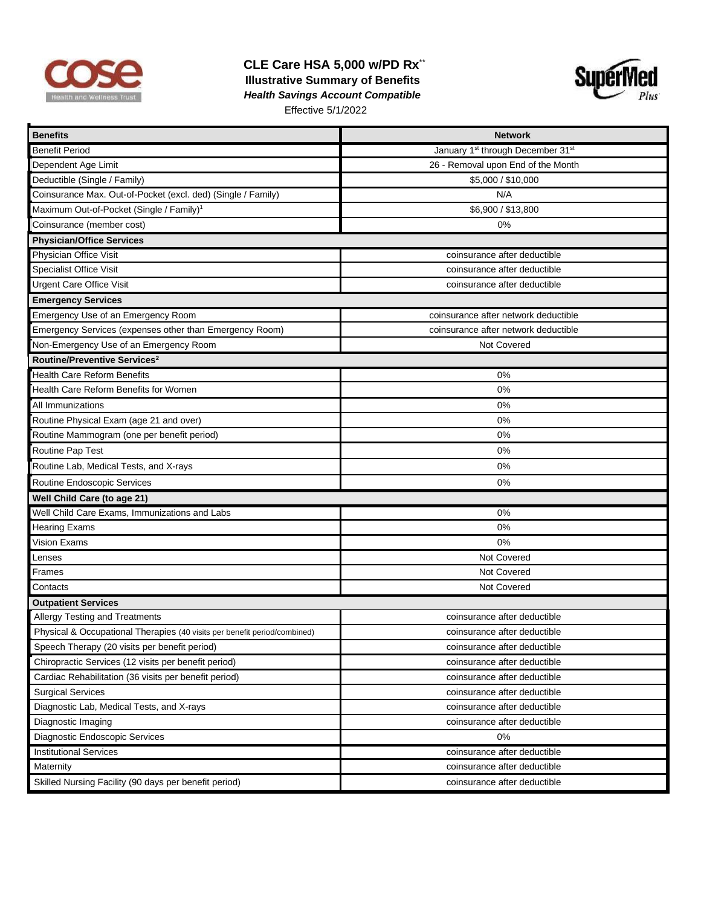# CLE Care HSA 5,000 w/PD Rx**

**Illustrative Summary of Benefits**

***Health Savings Account Compatible***

Effective 5/1/2022

| Benefits | Network |
|---|---|
| Benefit Period | January 1st through December 31st |
| Dependent Age Limit | 26 - Removal upon End of the Month |
| Deductible (Single / Family) | $5,000 / $10,000 |
| Coinsurance Max. Out-of-Pocket (excl. ded) (Single / Family) | N/A |
| Maximum Out-of-Pocket (Single / Family)[1] | $6,900 / $13,800 |
| Coinsurance (member cost) | 0% |
| **Physician/Office Services** | |
| Physician Office Visit | coinsurance after deductible |
| Specialist Office Visit | coinsurance after deductible |
| Urgent Care Office Visit | coinsurance after deductible |
| **Emergency Services** | |
| Emergency Use of an Emergency Room | coinsurance after network deductible |
| Emergency Services (expenses other than Emergency Room) | coinsurance after network deductible |
| Non-Emergency Use of an Emergency Room | Not Covered |
| **Routine/Preventive Services[2]** | |
| Health Care Reform Benefits | 0% |
| Health Care Reform Benefits for Women | 0% |
| All Immunizations | 0% |
| Routine Physical Exam (age 21 and over) | 0% |
| Routine Mammogram (one per benefit period) | 0% |
| Routine Pap Test | 0% |
| Routine Lab, Medical Tests, and X-rays | 0% |
| Routine Endoscopic Services | 0% |
| **Well Child Care (to age 21)** | |
| Well Child Care Exams, Immunizations and Labs | 0% |
| Hearing Exams | 0% |
| Vision Exams | 0% |
| Lenses | Not Covered |
| Frames | Not Covered |
| Contacts | Not Covered |
| **Outpatient Services** | |
| Allergy Testing and Treatments | coinsurance after deductible |
| Physical & Occupational Therapies (40 visits per benefit period/combined) | coinsurance after deductible |
| Speech Therapy (20 visits per benefit period) | coinsurance after deductible |
| Chiropractic Services (12 visits per benefit period) | coinsurance after deductible |
| Cardiac Rehabilitation (36 visits per benefit period) | coinsurance after deductible |
| Surgical Services | coinsurance after deductible |
| Diagnostic Lab, Medical Tests, and X-rays | coinsurance after deductible |
| Diagnostic Imaging | coinsurance after deductible |
| Diagnostic Endoscopic Services | 0% |
| Institutional Services | coinsurance after deductible |
| Maternity | coinsurance after deductible |
| Skilled Nursing Facility (90 days per benefit period) | coinsurance after deductible |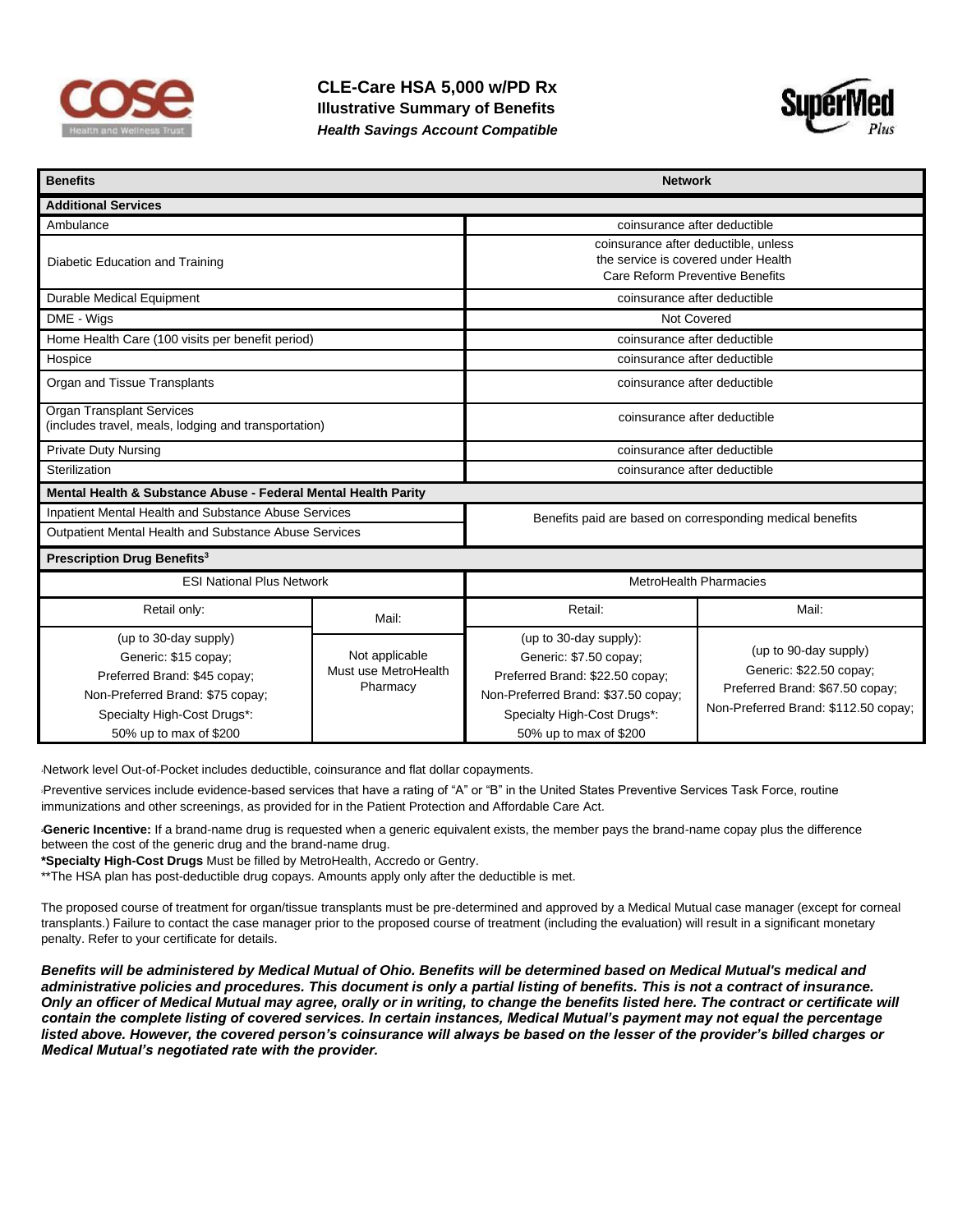# CLE-Care HSA 5,000 w/PD Rx

**Illustrative Summary of Benefits**

***Health Savings Account Compatible***

| Benefits | Network |
|---|---|
| **Additional Services** | |
| Ambulance | coinsurance after deductible |
| Diabetic Education and Training | coinsurance after deductible, unless the service is covered under Health Care Reform Preventive Benefits |
| Durable Medical Equipment | coinsurance after deductible |
| DME - Wigs | Not Covered |
| Home Health Care (100 visits per benefit period) | coinsurance after deductible |
| Hospice | coinsurance after deductible |
| Organ and Tissue Transplants | coinsurance after deductible |
| Organ Transplant Services (includes travel, meals, lodging and transportation) | coinsurance after deductible |
| Private Duty Nursing | coinsurance after deductible |
| Sterilization | coinsurance after deductible |
| **Mental Health & Substance Abuse - Federal Mental Health Parity** | |
| Inpatient Mental Health and Substance Abuse Services | Benefits paid are based on corresponding medical benefits |
| Outpatient Mental Health and Substance Abuse Services | Benefits paid are based on corresponding medical benefits |

**Prescription Drug Benefits[3]**

| ESI National Plus Network | | MetroHealth Pharmacies | |
|---|---|---|---|
| Retail only: | Mail: | Retail: | Mail: |
| (up to 30-day supply) Generic: $15 copay; Preferred Brand: $45 copay; Non-Preferred Brand: $75 copay; Specialty High-Cost Drugs*: 50% up to max of $200 | Not applicable Must use MetroHealth Pharmacy | (up to 30-day supply): Generic: $7.50 copay; Preferred Brand: $22.50 copay; Non-Preferred Brand: $37.50 copay; Specialty High-Cost Drugs*: 50% up to max of $200 | (up to 90-day supply) Generic: $22.50 copay; Preferred Brand: $67.50 copay; Non-Preferred Brand: $112.50 copay; |

[1]Network level Out-of-Pocket includes deductible, coinsurance and flat dollar copayments.

[2]Preventive services include evidence-based services that have a rating of "A" or "B" in the United States Preventive Services Task Force, routine immunizations and other screenings, as provided for in the Patient Protection and Affordable Care Act.

[3]**Generic Incentive:** If a brand-name drug is requested when a generic equivalent exists, the member pays the brand-name copay plus the difference between the cost of the generic drug and the brand-name drug.

***Specialty High-Cost Drugs** Must be filled by MetroHealth, Accredo or Gentry.

**The HSA plan has post-deductible drug copays. Amounts apply only after the deductible is met.

The proposed course of treatment for organ/tissue transplants must be pre-determined and approved by a Medical Mutual case manager (except for corneal transplants.) Failure to contact the case manager prior to the proposed course of treatment (including the evaluation) will result in a significant monetary penalty. Refer to your certificate for details.

***Benefits will be administered by Medical Mutual of Ohio. Benefits will be determined based on Medical Mutual's medical and administrative policies and procedures. This document is only a partial listing of benefits. This is not a contract of insurance. Only an officer of Medical Mutual may agree, orally or in writing, to change the benefits listed here. The contract or certificate will contain the complete listing of covered services. In certain instances, Medical Mutual's payment may not equal the percentage listed above. However, the covered person's coinsurance will always be based on the lesser of the provider's billed charges or Medical Mutual's negotiated rate with the provider.***